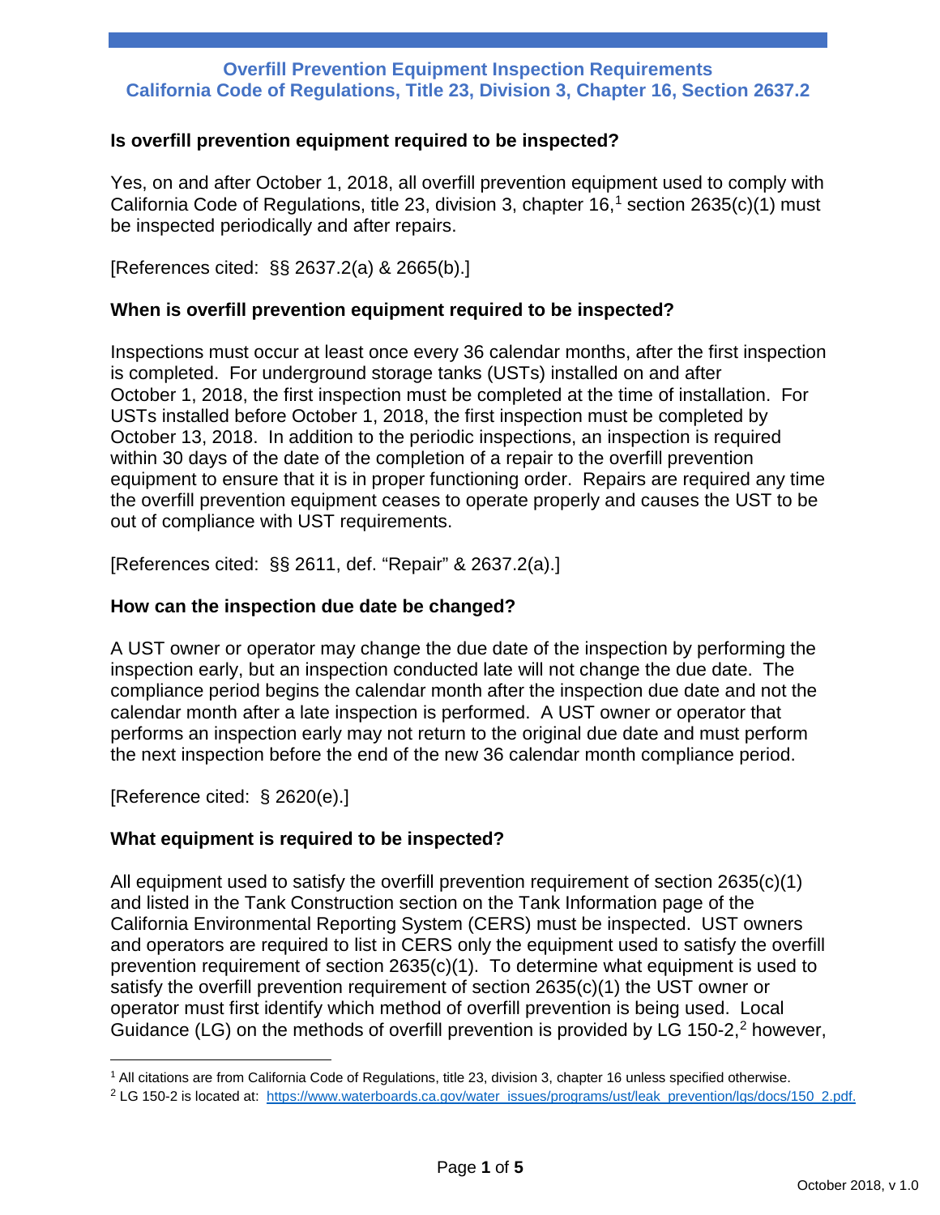# Overfill Prevention Equipment Inspection Requirements
## California Code of Regulations, Title 23, Division 3, Chapter 16, Section 2637.2

### Is overfill prevention equipment required to be inspected?

Yes, on and after October 1, 2018, all overfill prevention equipment used to comply with California Code of Regulations, title 23, division 3, chapter 16,[1] section 2635(c)(1) must be inspected periodically and after repairs.

[References cited: §§ 2637.2(a) & 2665(b).]

### When is overfill prevention equipment required to be inspected?

Inspections must occur at least once every 36 calendar months, after the first inspection is completed. For underground storage tanks (USTs) installed on and after October 1, 2018, the first inspection must be completed at the time of installation. For USTs installed before October 1, 2018, the first inspection must be completed by October 13, 2018. In addition to the periodic inspections, an inspection is required within 30 days of the date of the completion of a repair to the overfill prevention equipment to ensure that it is in proper functioning order. Repairs are required any time the overfill prevention equipment ceases to operate properly and causes the UST to be out of compliance with UST requirements.

[References cited: §§ 2611, def. "Repair" & 2637.2(a).]

### How can the inspection due date be changed?

A UST owner or operator may change the due date of the inspection by performing the inspection early, but an inspection conducted late will not change the due date. The compliance period begins the calendar month after the inspection due date and not the calendar month after a late inspection is performed. A UST owner or operator that performs an inspection early may not return to the original due date and must perform the next inspection before the end of the new 36 calendar month compliance period.

[Reference cited: § 2620(e).]

### What equipment is required to be inspected?

All equipment used to satisfy the overfill prevention requirement of section 2635(c)(1) and listed in the Tank Construction section on the Tank Information page of the California Environmental Reporting System (CERS) must be inspected. UST owners and operators are required to list in CERS only the equipment used to satisfy the overfill prevention requirement of section 2635(c)(1). To determine what equipment is used to satisfy the overfill prevention requirement of section 2635(c)(1) the UST owner or operator must first identify which method of overfill prevention is being used. Local Guidance (LG) on the methods of overfill prevention is provided by LG 150-2,[2] however,

---

[1] All citations are from California Code of Regulations, title 23, division 3, chapter 16 unless specified otherwise.

[2] LG 150-2 is located at: https://www.waterboards.ca.gov/water_issues/programs/ust/leak_prevention/lgs/docs/150_2.pdf.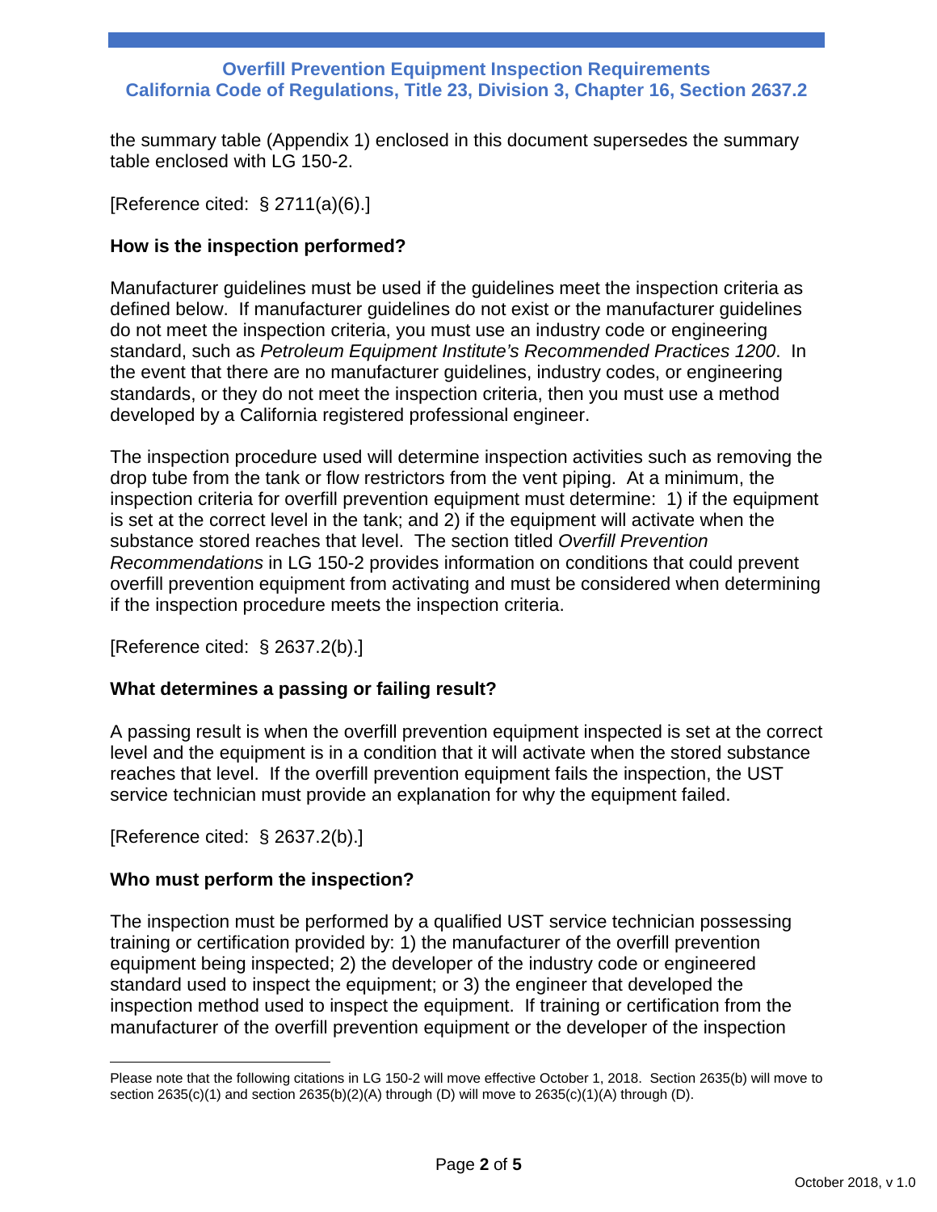the summary table (Appendix 1) enclosed in this document supersedes the summary table enclosed with LG 150-2.

[Reference cited: § 2711(a)(6).]

### How is the inspection performed?

Manufacturer guidelines must be used if the guidelines meet the inspection criteria as defined below. If manufacturer guidelines do not exist or the manufacturer guidelines do not meet the inspection criteria, you must use an industry code or engineering standard, such as *Petroleum Equipment Institute's Recommended Practices 1200*. In the event that there are no manufacturer guidelines, industry codes, or engineering standards, or they do not meet the inspection criteria, then you must use a method developed by a California registered professional engineer.

The inspection procedure used will determine inspection activities such as removing the drop tube from the tank or flow restrictors from the vent piping. At a minimum, the inspection criteria for overfill prevention equipment must determine: 1) if the equipment is set at the correct level in the tank; and 2) if the equipment will activate when the substance stored reaches that level. The section titled *Overfill Prevention Recommendations* in LG 150-2 provides information on conditions that could prevent overfill prevention equipment from activating and must be considered when determining if the inspection procedure meets the inspection criteria.

[Reference cited: § 2637.2(b).]

### What determines a passing or failing result?

A passing result is when the overfill prevention equipment inspected is set at the correct level and the equipment is in a condition that it will activate when the stored substance reaches that level. If the overfill prevention equipment fails the inspection, the UST service technician must provide an explanation for why the equipment failed.

[Reference cited: § 2637.2(b).]

### Who must perform the inspection?

The inspection must be performed by a qualified UST service technician possessing training or certification provided by: 1) the manufacturer of the overfill prevention equipment being inspected; 2) the developer of the industry code or engineered standard used to inspect the equipment; or 3) the engineer that developed the inspection method used to inspect the equipment. If training or certification from the manufacturer of the overfill prevention equipment or the developer of the inspection

---

Please note that the following citations in LG 150-2 will move effective October 1, 2018. Section 2635(b) will move to section 2635(c)(1) and section 2635(b)(2)(A) through (D) will move to 2635(c)(1)(A) through (D).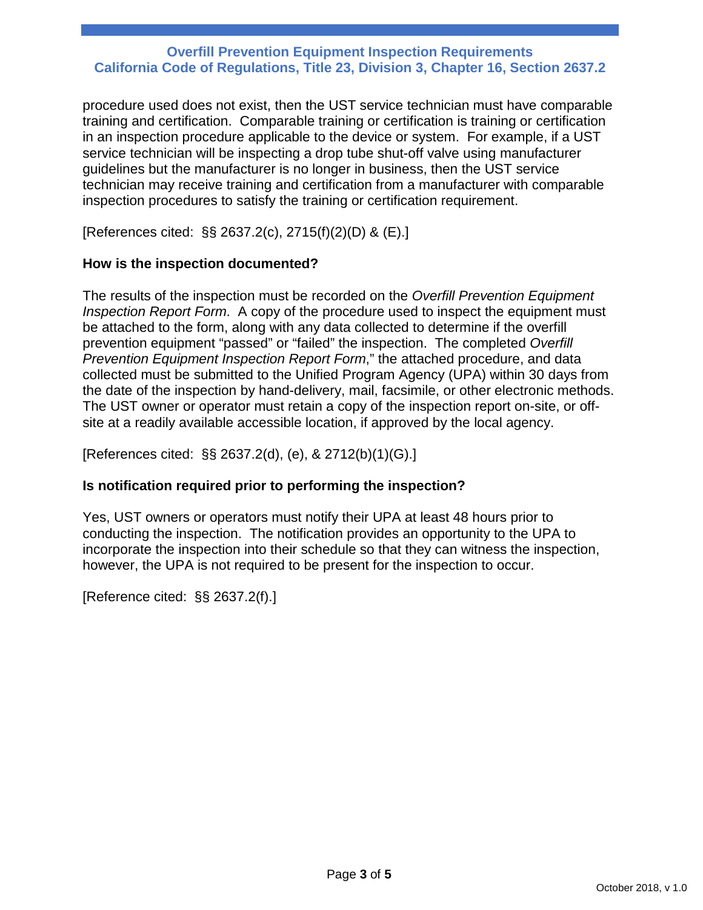procedure used does not exist, then the UST service technician must have comparable training and certification. Comparable training or certification is training or certification in an inspection procedure applicable to the device or system. For example, if a UST service technician will be inspecting a drop tube shut-off valve using manufacturer guidelines but the manufacturer is no longer in business, then the UST service technician may receive training and certification from a manufacturer with comparable inspection procedures to satisfy the training or certification requirement.

[References cited: §§ 2637.2(c), 2715(f)(2)(D) & (E).]

**How is the inspection documented?**

The results of the inspection must be recorded on the *Overfill Prevention Equipment Inspection Report Form*. A copy of the procedure used to inspect the equipment must be attached to the form, along with any data collected to determine if the overfill prevention equipment "passed" or "failed" the inspection. The completed *Overfill Prevention Equipment Inspection Report Form*," the attached procedure, and data collected must be submitted to the Unified Program Agency (UPA) within 30 days from the date of the inspection by hand-delivery, mail, facsimile, or other electronic methods. The UST owner or operator must retain a copy of the inspection report on-site, or off-site at a readily available accessible location, if approved by the local agency.

[References cited: §§ 2637.2(d), (e), & 2712(b)(1)(G).]

**Is notification required prior to performing the inspection?**

Yes, UST owners or operators must notify their UPA at least 48 hours prior to conducting the inspection. The notification provides an opportunity to the UPA to incorporate the inspection into their schedule so that they can witness the inspection, however, the UPA is not required to be present for the inspection to occur.

[Reference cited: §§ 2637.2(f).]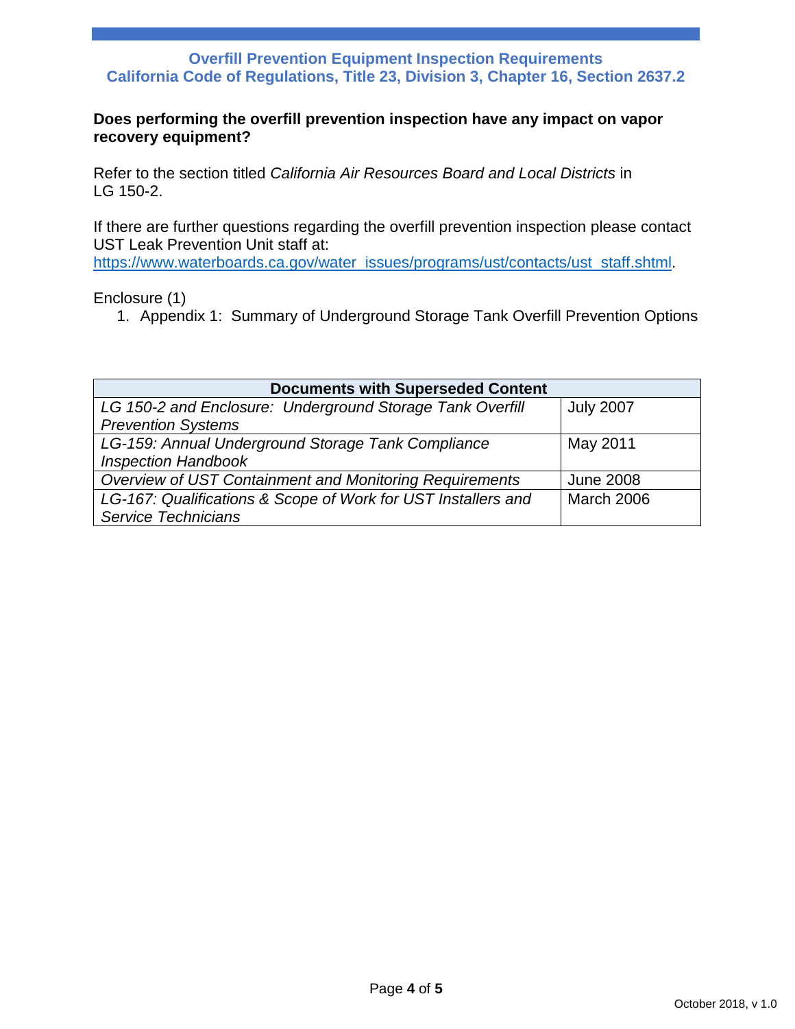**Does performing the overfill prevention inspection have any impact on vapor recovery equipment?**

Refer to the section titled *California Air Resources Board and Local Districts* in LG 150-2.

If there are further questions regarding the overfill prevention inspection please contact UST Leak Prevention Unit staff at: https://www.waterboards.ca.gov/water_issues/programs/ust/contacts/ust_staff.shtml.

Enclosure (1)

1. Appendix 1: Summary of Underground Storage Tank Overfill Prevention Options

| Documents with Superseded Content | |
|---|---|
| *LG 150-2 and Enclosure: Underground Storage Tank Overfill Prevention Systems* | July 2007 |
| *LG-159: Annual Underground Storage Tank Compliance Inspection Handbook* | May 2011 |
| *Overview of UST Containment and Monitoring Requirements* | June 2008 |
| *LG-167: Qualifications & Scope of Work for UST Installers and Service Technicians* | March 2006 |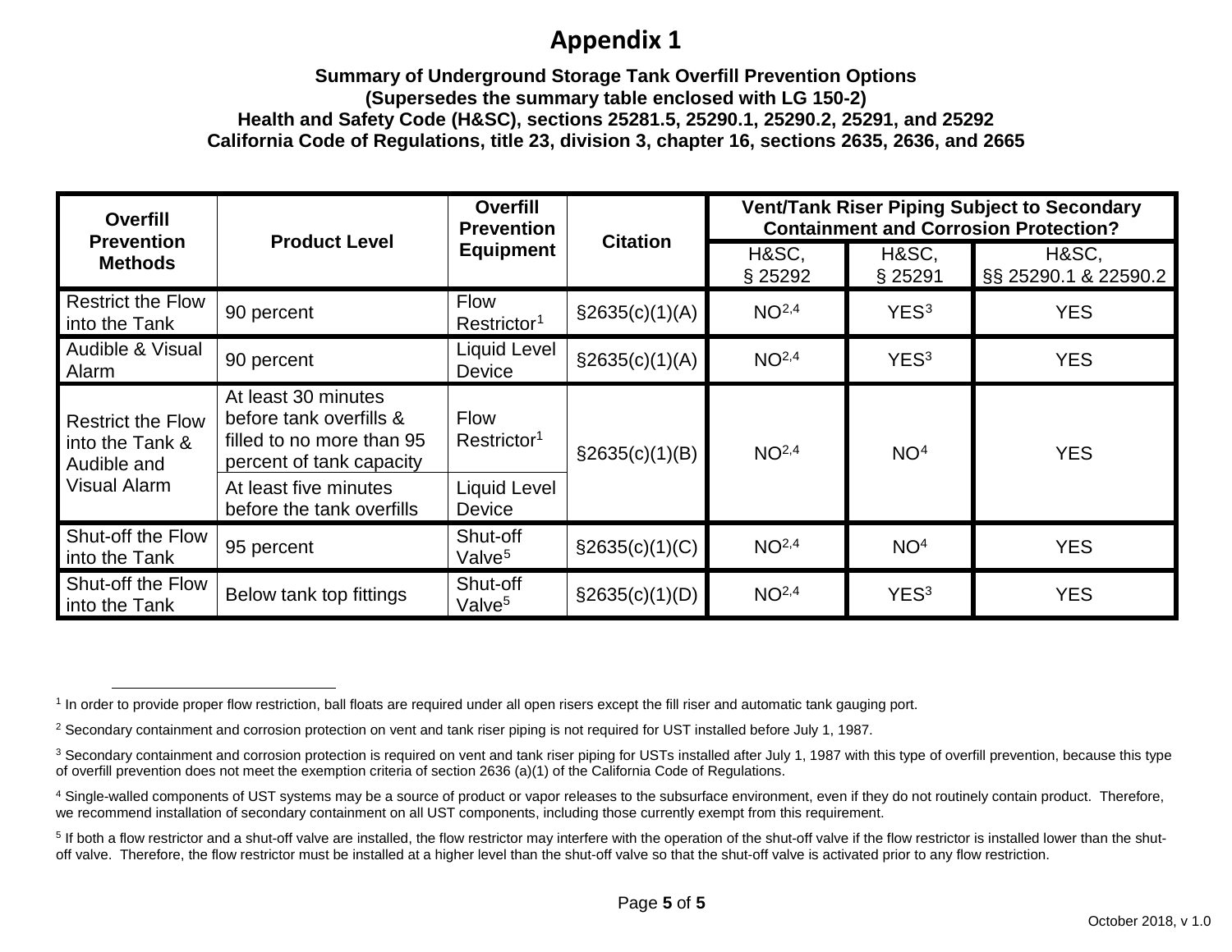# Appendix 1

**Summary of Underground Storage Tank Overfill Prevention Options**
**(Supersedes the summary table enclosed with LG 150-2)**
**Health and Safety Code (H&SC), sections 25281.5, 25290.1, 25290.2, 25291, and 25292**
**California Code of Regulations, title 23, division 3, chapter 16, sections 2635, 2636, and 2665**

| Overfill Prevention Methods | Product Level | Overfill Prevention Equipment | Citation | Vent/Tank Riser Piping Subject to Secondary Containment and Corrosion Protection? | | |
|---|---|---|---|---|---|---|
| | | | | H&SC, § 25292 | H&SC, § 25291 | H&SC, §§ 25290.1 & 22590.2 |
| Restrict the Flow into the Tank | 90 percent | Flow Restrictor[1] | §2635(c)(1)(A) | NO[2,4] | YES[3] | YES |
| Audible & Visual Alarm | 90 percent | Liquid Level Device | §2635(c)(1)(A) | NO[2,4] | YES[3] | YES |
| Restrict the Flow into the Tank & Audible and Visual Alarm | At least 30 minutes before tank overfills & filled to no more than 95 percent of tank capacity | Flow Restrictor[1] | §2635(c)(1)(B) | NO[2,4] | NO[4] | YES |
| | At least five minutes before the tank overfills | Liquid Level Device | | | | |
| Shut-off the Flow into the Tank | 95 percent | Shut-off Valve[5] | §2635(c)(1)(C) | NO[2,4] | NO[4] | YES |
| Shut-off the Flow into the Tank | Below tank top fittings | Shut-off Valve[5] | §2635(c)(1)(D) | NO[2,4] | YES[3] | YES |

[1] In order to provide proper flow restriction, ball floats are required under all open risers except the fill riser and automatic tank gauging port.

[2] Secondary containment and corrosion protection on vent and tank riser piping is not required for UST installed before July 1, 1987.

[3] Secondary containment and corrosion protection is required on vent and tank riser piping for USTs installed after July 1, 1987 with this type of overfill prevention, because this type of overfill prevention does not meet the exemption criteria of section 2636 (a)(1) of the California Code of Regulations.

[4] Single-walled components of UST systems may be a source of product or vapor releases to the subsurface environment, even if they do not routinely contain product. Therefore, we recommend installation of secondary containment on all UST components, including those currently exempt from this requirement.

[5] If both a flow restrictor and a shut-off valve are installed, the flow restrictor may interfere with the operation of the shut-off valve if the flow restrictor is installed lower than the shut-off valve. Therefore, the flow restrictor must be installed at a higher level than the shut-off valve so that the shut-off valve is activated prior to any flow restriction.

October 2018, v 1.0